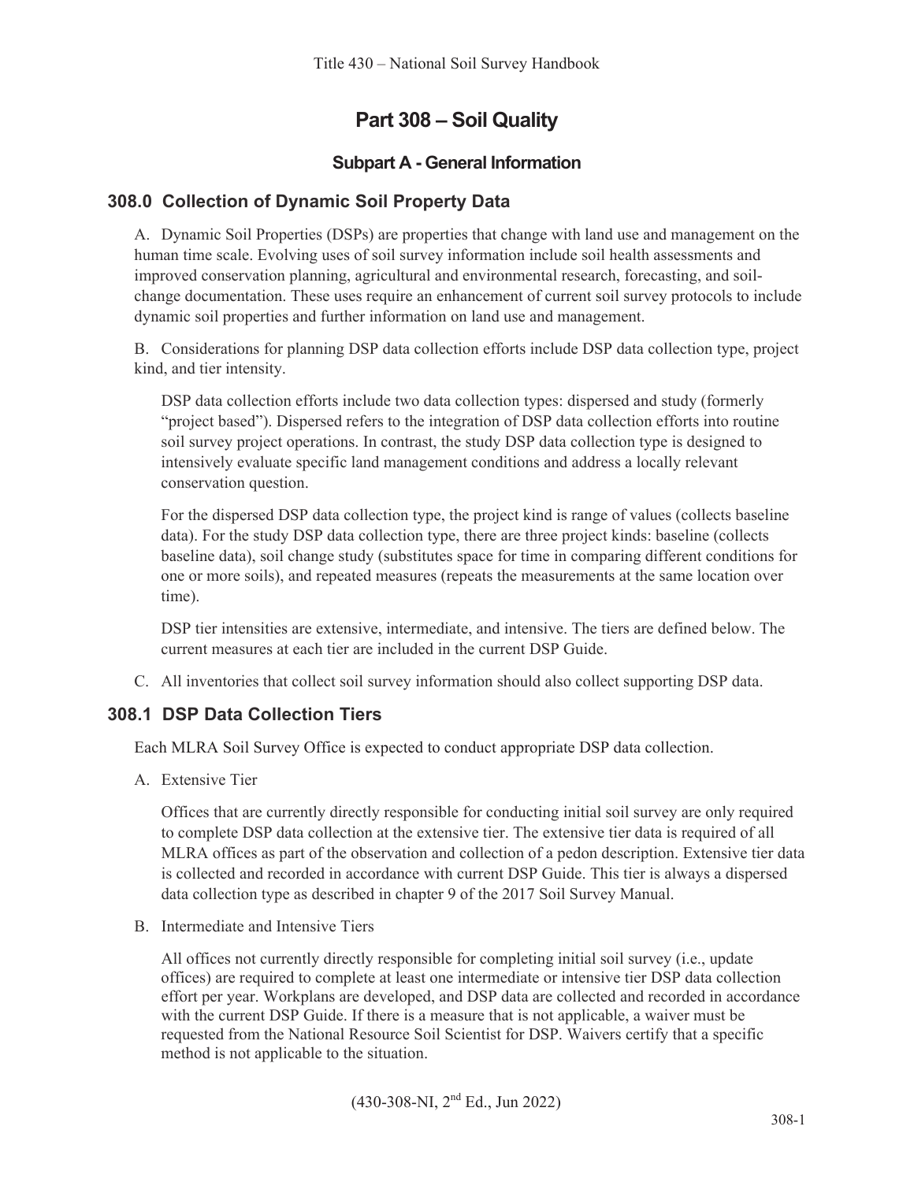# Part 308 – Soil Quality

## Subpart A - General Information

### 308.0 Collection of Dynamic Soil Property Data

A. Dynamic Soil Properties (DSPs) are properties that change with land use and management on the human time scale. Evolving uses of soil survey information include soil health assessments and improved conservation planning, agricultural and environmental research, forecasting, and soil-change documentation. These uses require an enhancement of current soil survey protocols to include dynamic soil properties and further information on land use and management.

B. Considerations for planning DSP data collection efforts include DSP data collection type, project kind, and tier intensity.

DSP data collection efforts include two data collection types: dispersed and study (formerly "project based"). Dispersed refers to the integration of DSP data collection efforts into routine soil survey project operations. In contrast, the study DSP data collection type is designed to intensively evaluate specific land management conditions and address a locally relevant conservation question.

For the dispersed DSP data collection type, the project kind is range of values (collects baseline data). For the study DSP data collection type, there are three project kinds: baseline (collects baseline data), soil change study (substitutes space for time in comparing different conditions for one or more soils), and repeated measures (repeats the measurements at the same location over time).

DSP tier intensities are extensive, intermediate, and intensive. The tiers are defined below. The current measures at each tier are included in the current DSP Guide.

C. All inventories that collect soil survey information should also collect supporting DSP data.

### 308.1 DSP Data Collection Tiers

Each MLRA Soil Survey Office is expected to conduct appropriate DSP data collection.

A. Extensive Tier

Offices that are currently directly responsible for conducting initial soil survey are only required to complete DSP data collection at the extensive tier. The extensive tier data is required of all MLRA offices as part of the observation and collection of a pedon description. Extensive tier data is collected and recorded in accordance with current DSP Guide. This tier is always a dispersed data collection type as described in chapter 9 of the 2017 Soil Survey Manual.

B. Intermediate and Intensive Tiers

All offices not currently directly responsible for completing initial soil survey (i.e., update offices) are required to complete at least one intermediate or intensive tier DSP data collection effort per year. Workplans are developed, and DSP data are collected and recorded in accordance with the current DSP Guide. If there is a measure that is not applicable, a waiver must be requested from the National Resource Soil Scientist for DSP. Waivers certify that a specific method is not applicable to the situation.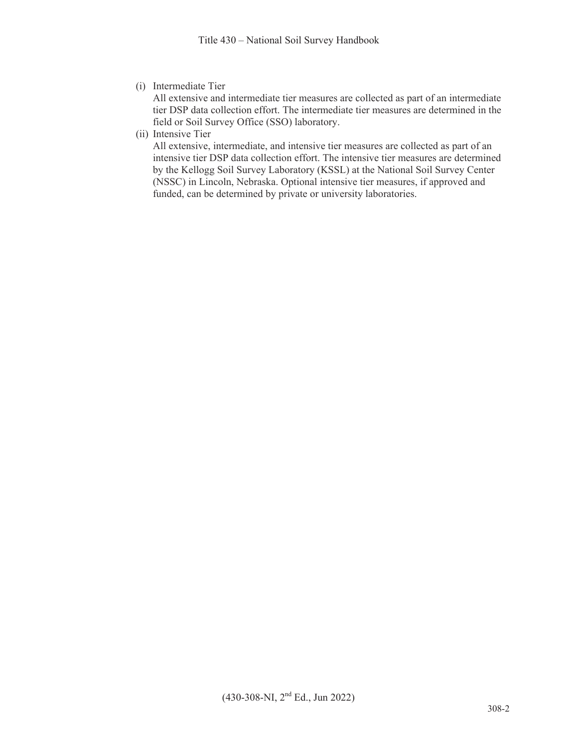(i) Intermediate Tier
All extensive and intermediate tier measures are collected as part of an intermediate tier DSP data collection effort. The intermediate tier measures are determined in the field or Soil Survey Office (SSO) laboratory.

(ii) Intensive Tier
All extensive, intermediate, and intensive tier measures are collected as part of an intensive tier DSP data collection effort. The intensive tier measures are determined by the Kellogg Soil Survey Laboratory (KSSL) at the National Soil Survey Center (NSSC) in Lincoln, Nebraska. Optional intensive tier measures, if approved and funded, can be determined by private or university laboratories.